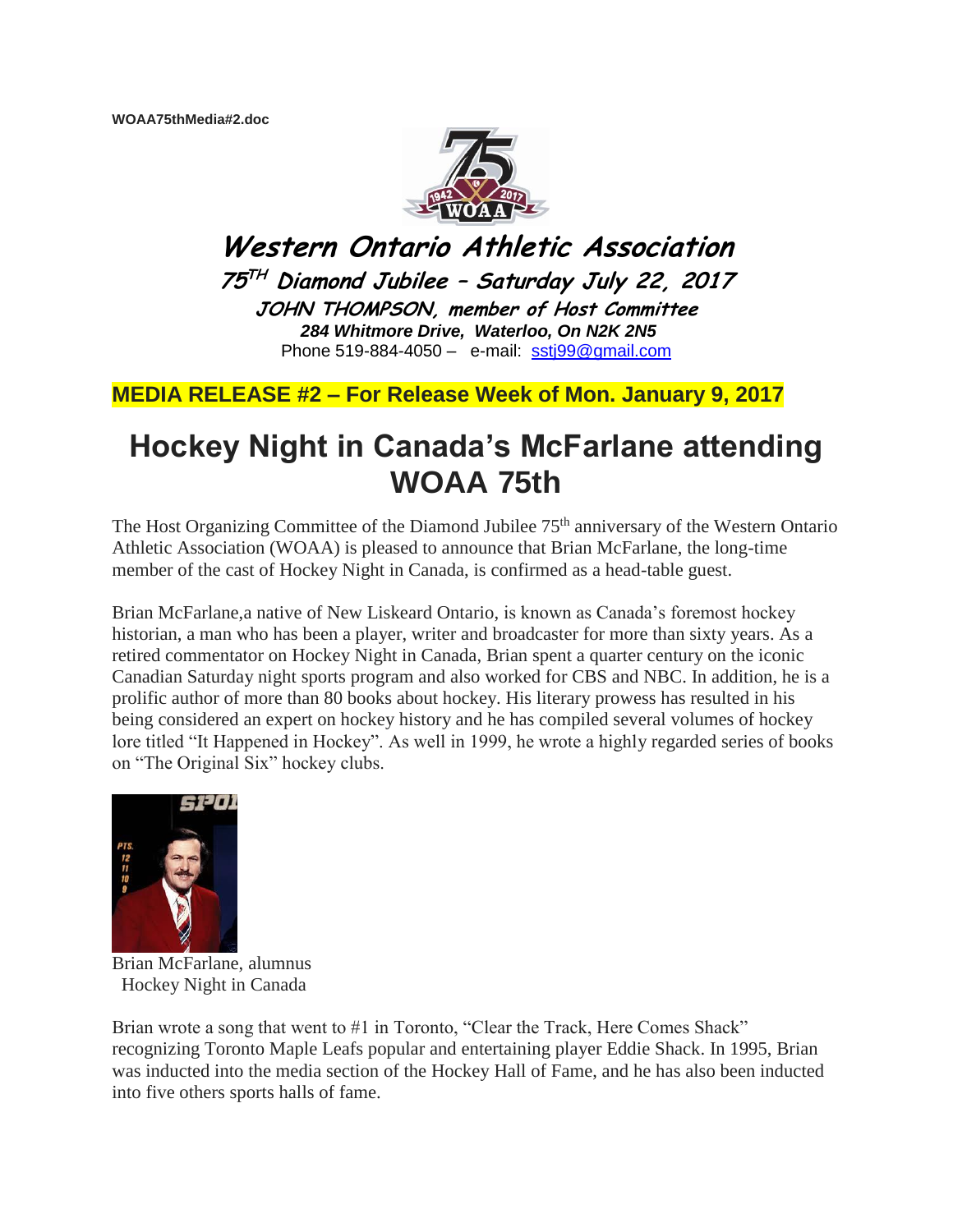WOAA75thMedia#2.doc

# Western Ontario Athletic Association

## 75TH Diamond Jubilee – Saturday July 22, 2017

### JOHN THOMPSON, member of Host Committee

***284 Whitmore Drive, Waterloo, On N2K 2N5***

Phone 519-884-4050 – e-mail: sstj99@gmail.com

**MEDIA RELEASE #2 – For Release Week of Mon. January 9, 2017**

# Hockey Night in Canada's McFarlane attending WOAA 75th

The Host Organizing Committee of the Diamond Jubilee 75th anniversary of the Western Ontario Athletic Association (WOAA) is pleased to announce that Brian McFarlane, the long-time member of the cast of Hockey Night in Canada, is confirmed as a head-table guest.

Brian McFarlane,a native of New Liskeard Ontario, is known as Canada's foremost hockey historian, a man who has been a player, writer and broadcaster for more than sixty years. As a retired commentator on Hockey Night in Canada, Brian spent a quarter century on the iconic Canadian Saturday night sports program and also worked for CBS and NBC. In addition, he is a prolific author of more than 80 books about hockey. His literary prowess has resulted in his being considered an expert on hockey history and he has compiled several volumes of hockey lore titled "It Happened in Hockey". As well in 1999, he wrote a highly regarded series of books on "The Original Six" hockey clubs.

Brian McFarlane, alumnus
Hockey Night in Canada

Brian wrote a song that went to #1 in Toronto, "Clear the Track, Here Comes Shack" recognizing Toronto Maple Leafs popular and entertaining player Eddie Shack. In 1995, Brian was inducted into the media section of the Hockey Hall of Fame, and he has also been inducted into five others sports halls of fame.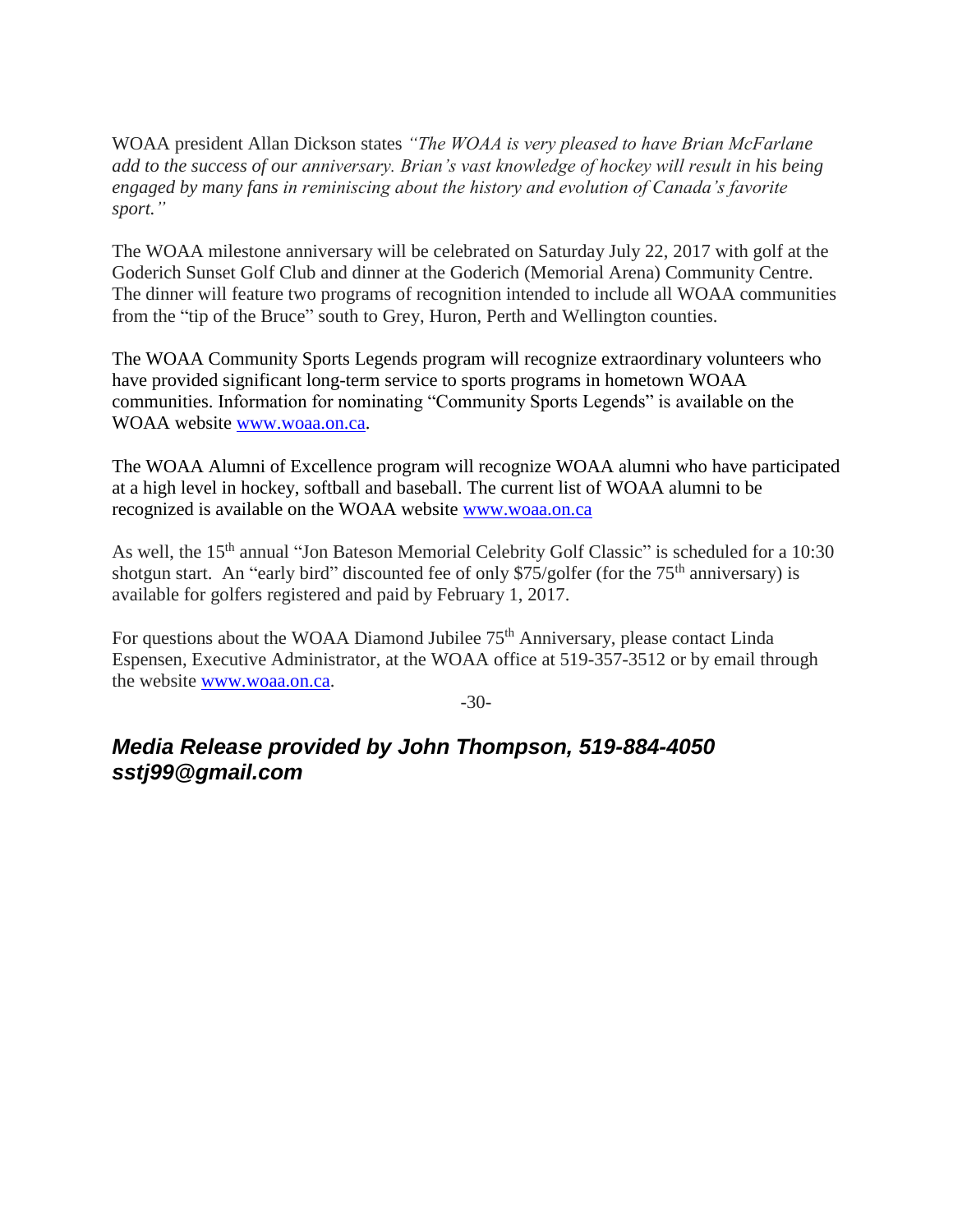WOAA president Allan Dickson states *"The WOAA is very pleased to have Brian McFarlane add to the success of our anniversary. Brian's vast knowledge of hockey will result in his being engaged by many fans in reminiscing about the history and evolution of Canada's favorite sport."*

The WOAA milestone anniversary will be celebrated on Saturday July 22, 2017 with golf at the Goderich Sunset Golf Club and dinner at the Goderich (Memorial Arena) Community Centre. The dinner will feature two programs of recognition intended to include all WOAA communities from the "tip of the Bruce" south to Grey, Huron, Perth and Wellington counties.

The WOAA Community Sports Legends program will recognize extraordinary volunteers who have provided significant long-term service to sports programs in hometown WOAA communities. Information for nominating "Community Sports Legends" is available on the WOAA website [www.woaa.on.ca](http://www.woaa.on.ca).

The WOAA Alumni of Excellence program will recognize WOAA alumni who have participated at a high level in hockey, softball and baseball. The current list of WOAA alumni to be recognized is available on the WOAA website [www.woaa.on.ca](http://www.woaa.on.ca)

As well, the 15th annual "Jon Bateson Memorial Celebrity Golf Classic" is scheduled for a 10:30 shotgun start. An "early bird" discounted fee of only $75/golfer (for the 75th anniversary) is available for golfers registered and paid by February 1, 2017.

For questions about the WOAA Diamond Jubilee 75th Anniversary, please contact Linda Espensen, Executive Administrator, at the WOAA office at 519-357-3512 or by email through the website [www.woaa.on.ca](http://www.woaa.on.ca).

-30-

***Media Release provided by John Thompson, 519-884-4050***
***sstj99@gmail.com***